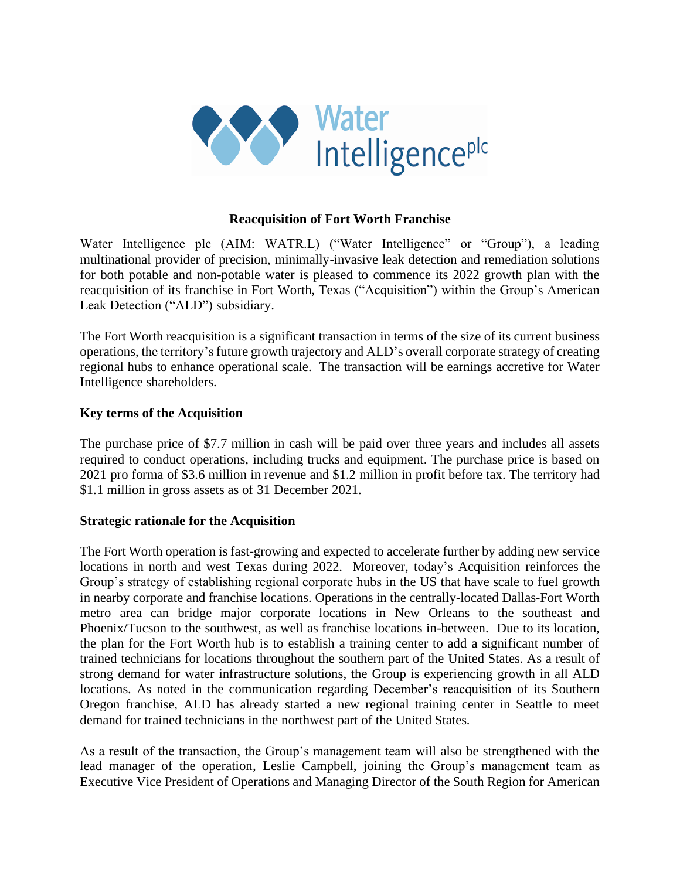**Reacquisition of Fort Worth Franchise**

Water Intelligence plc (AIM: WATR.L) ("Water Intelligence" or "Group"), a leading multinational provider of precision, minimally-invasive leak detection and remediation solutions for both potable and non-potable water is pleased to commence its 2022 growth plan with the reacquisition of its franchise in Fort Worth, Texas ("Acquisition") within the Group's American Leak Detection ("ALD") subsidiary.

The Fort Worth reacquisition is a significant transaction in terms of the size of its current business operations, the territory's future growth trajectory and ALD's overall corporate strategy of creating regional hubs to enhance operational scale. The transaction will be earnings accretive for Water Intelligence shareholders.

**Key terms of the Acquisition**

The purchase price of $7.7 million in cash will be paid over three years and includes all assets required to conduct operations, including trucks and equipment. The purchase price is based on 2021 pro forma of $3.6 million in revenue and $1.2 million in profit before tax. The territory had $1.1 million in gross assets as of 31 December 2021.

**Strategic rationale for the Acquisition**

The Fort Worth operation is fast-growing and expected to accelerate further by adding new service locations in north and west Texas during 2022. Moreover, today's Acquisition reinforces the Group's strategy of establishing regional corporate hubs in the US that have scale to fuel growth in nearby corporate and franchise locations. Operations in the centrally-located Dallas-Fort Worth metro area can bridge major corporate locations in New Orleans to the southeast and Phoenix/Tucson to the southwest, as well as franchise locations in-between. Due to its location, the plan for the Fort Worth hub is to establish a training center to add a significant number of trained technicians for locations throughout the southern part of the United States. As a result of strong demand for water infrastructure solutions, the Group is experiencing growth in all ALD locations. As noted in the communication regarding December's reacquisition of its Southern Oregon franchise, ALD has already started a new regional training center in Seattle to meet demand for trained technicians in the northwest part of the United States.

As a result of the transaction, the Group's management team will also be strengthened with the lead manager of the operation, Leslie Campbell, joining the Group's management team as Executive Vice President of Operations and Managing Director of the South Region for American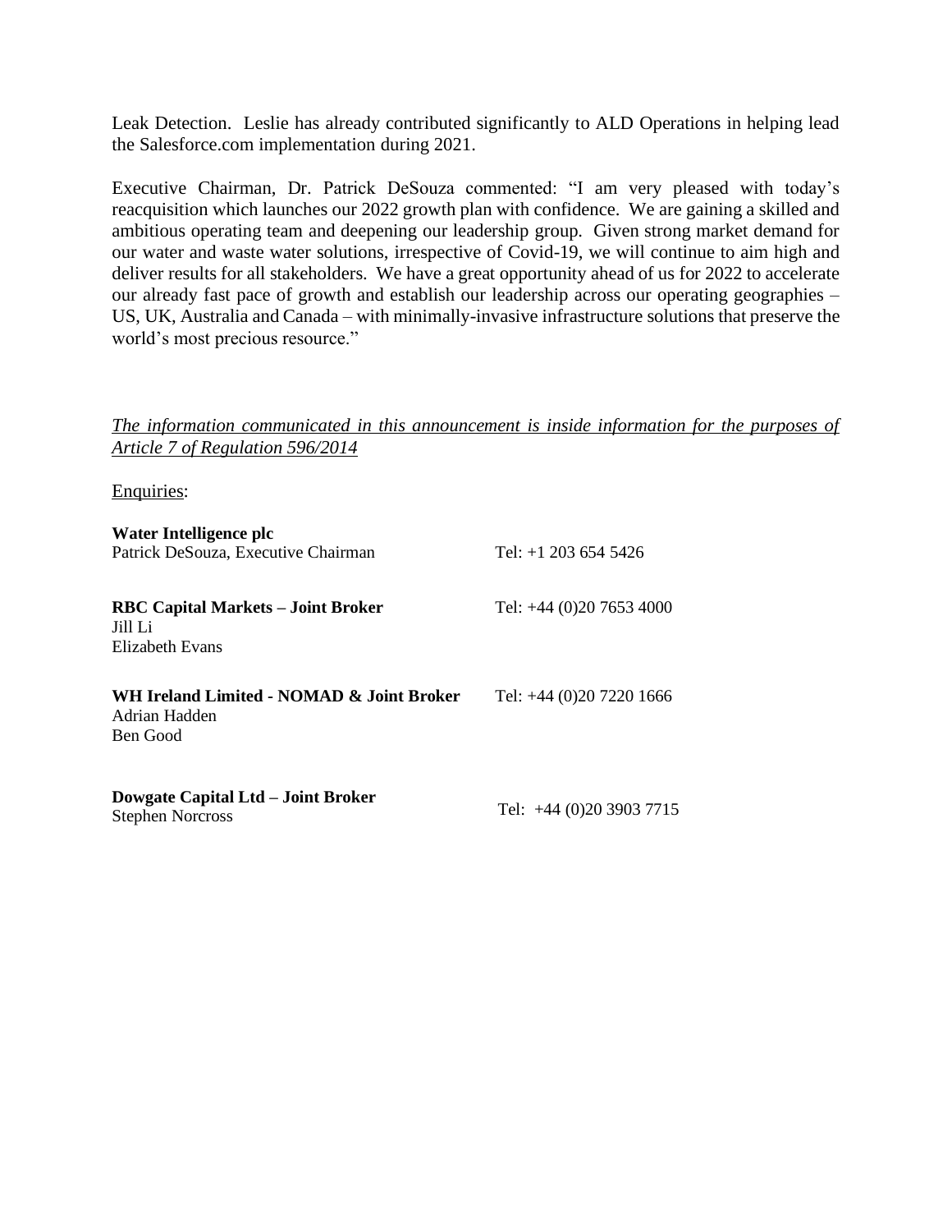Leak Detection. Leslie has already contributed significantly to ALD Operations in helping lead the Salesforce.com implementation during 2021.

Executive Chairman, Dr. Patrick DeSouza commented: "I am very pleased with today's reacquisition which launches our 2022 growth plan with confidence. We are gaining a skilled and ambitious operating team and deepening our leadership group. Given strong market demand for our water and waste water solutions, irrespective of Covid-19, we will continue to aim high and deliver results for all stakeholders. We have a great opportunity ahead of us for 2022 to accelerate our already fast pace of growth and establish our leadership across our operating geographies – US, UK, Australia and Canada – with minimally-invasive infrastructure solutions that preserve the world's most precious resource."

*The information communicated in this announcement is inside information for the purposes of Article 7 of Regulation 596/2014*

Enquiries:

| | |
|---|---|
| **Water Intelligence plc**<br>Patrick DeSouza, Executive Chairman | Tel: +1 203 654 5426 |
| **RBC Capital Markets – Joint Broker**<br>Jill Li<br>Elizabeth Evans | Tel: +44 (0)20 7653 4000 |
| **WH Ireland Limited - NOMAD & Joint Broker**<br>Adrian Hadden<br>Ben Good | Tel: +44 (0)20 7220 1666 |
| **Dowgate Capital Ltd – Joint Broker**<br>Stephen Norcross | Tel: +44 (0)20 3903 7715 |